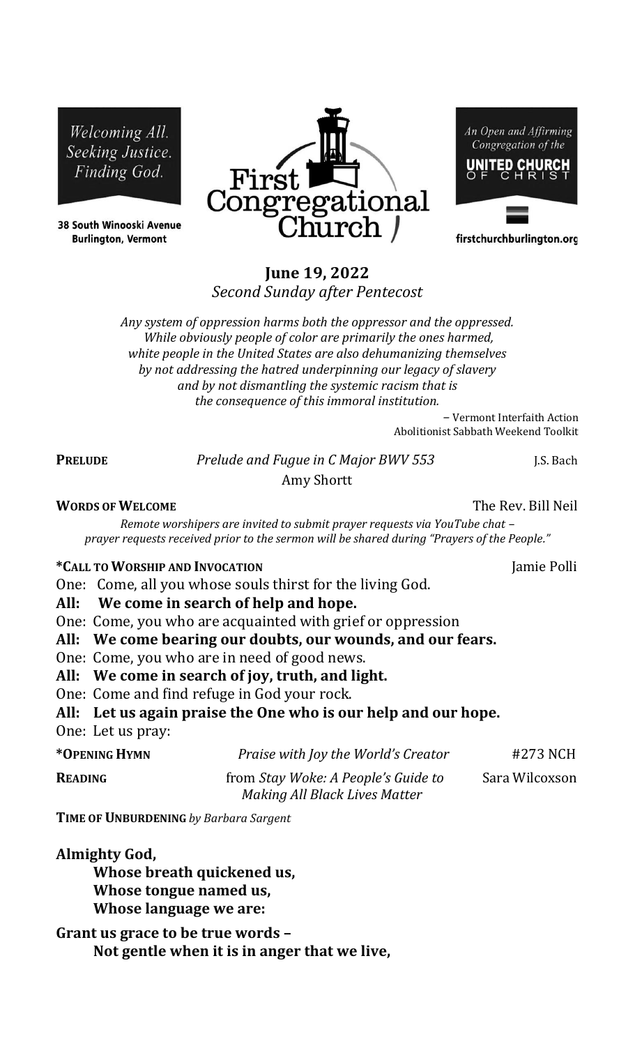Welcoming All.
Seeking Justice.
Finding God.

38 South Winooski Avenue
Burlington, Vermont

# First Congregational Church

An Open and Affirming Congregation of the UNITED CHURCH OF CHRIST

firstchurchburlington.org

## June 19, 2022

*Second Sunday after Pentecost*

*Any system of oppression harms both the oppressor and the oppressed. While obviously people of color are primarily the ones harmed, white people in the United States are also dehumanizing themselves by not addressing the hatred underpinning our legacy of slavery and by not dismantling the systemic racism that is the consequence of this immoral institution.*

– Vermont Interfaith Action
Abolitionist Sabbath Weekend Toolkit

**PRELUDE** *Prelude and Fugue in C Major BWV 553* J.S. Bach
Amy Shortt

**WORDS OF WELCOME** The Rev. Bill Neil

*Remote worshipers are invited to submit prayer requests via YouTube chat – prayer requests received prior to the sermon will be shared during "Prayers of the People."*

**\*CALL TO WORSHIP AND INVOCATION** Jamie Polli

One: Come, all you whose souls thirst for the living God.
**All: We come in search of help and hope.**
One: Come, you who are acquainted with grief or oppression
**All: We come bearing our doubts, our wounds, and our fears.**
One: Come, you who are in need of good news.
**All: We come in search of joy, truth, and light.**
One: Come and find refuge in God your rock.
**All: Let us again praise the One who is our help and our hope.**
One: Let us pray:

**\*OPENING HYMN** *Praise with Joy the World's Creator* #273 NCH

**READING** from *Stay Woke: A People's Guide to Making All Black Lives Matter* Sara Wilcoxson

**TIME OF UNBURDENING** *by Barbara Sargent*

**Almighty God,**
**Whose breath quickened us,**
**Whose tongue named us,**
**Whose language we are:**

**Grant us grace to be true words –**
**Not gentle when it is in anger that we live,**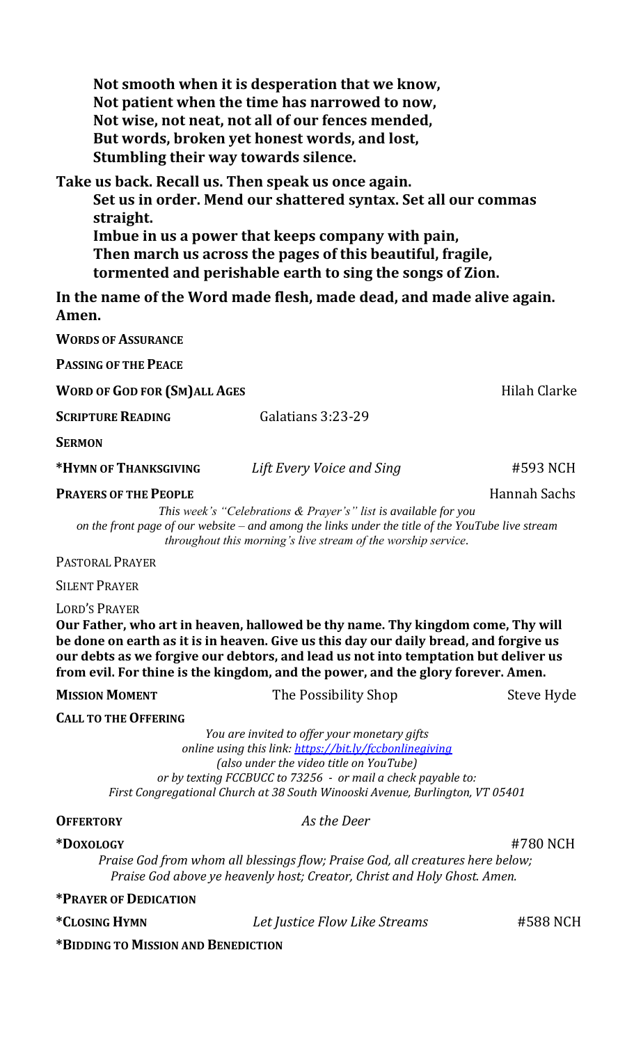**Not smooth when it is desperation that we know,**
**Not patient when the time has narrowed to now,**
**Not wise, not neat, not all of our fences mended,**
**But words, broken yet honest words, and lost,**
**Stumbling their way towards silence.**

**Take us back. Recall us. Then speak us once again.**
**Set us in order. Mend our shattered syntax. Set all our commas straight.**
**Imbue in us a power that keeps company with pain,**
**Then march us across the pages of this beautiful, fragile, tormented and perishable earth to sing the songs of Zion.**

**In the name of the Word made flesh, made dead, and made alive again. Amen.**

**WORDS OF ASSURANCE**

**PASSING OF THE PEACE**

**WORD OF GOD FOR (SM)ALL AGES** — Hilah Clarke

**SCRIPTURE READING** — Galatians 3:23-29

**SERMON**

**\*HYMN OF THANKSGIVING** — *Lift Every Voice and Sing* — #593 NCH

**PRAYERS OF THE PEOPLE** — Hannah Sachs

*This week's "Celebrations & Prayer's" list is available for you on the front page of our website – and among the links under the title of the YouTube live stream throughout this morning's live stream of the worship service.*

PASTORAL PRAYER

SILENT PRAYER

LORD'S PRAYER

**Our Father, who art in heaven, hallowed be thy name. Thy kingdom come, Thy will be done on earth as it is in heaven. Give us this day our daily bread, and forgive us our debts as we forgive our debtors, and lead us not into temptation but deliver us from evil. For thine is the kingdom, and the power, and the glory forever. Amen.**

**MISSION MOMENT** — The Possibility Shop — Steve Hyde

**CALL TO THE OFFERING**

*You are invited to offer your monetary gifts online using this link: https://bit.ly/fccbonlinegiving (also under the video title on YouTube) or by texting FCCBUCC to 73256 - or mail a check payable to: First Congregational Church at 38 South Winooski Avenue, Burlington, VT 05401*

**OFFERTORY** — *As the Deer*

**\*DOXOLOGY** — #780 NCH

*Praise God from whom all blessings flow; Praise God, all creatures here below; Praise God above ye heavenly host; Creator, Christ and Holy Ghost. Amen.*

**\*PRAYER OF DEDICATION**

**\*CLOSING HYMN** — *Let Justice Flow Like Streams* — #588 NCH

**\*BIDDING TO MISSION AND BENEDICTION**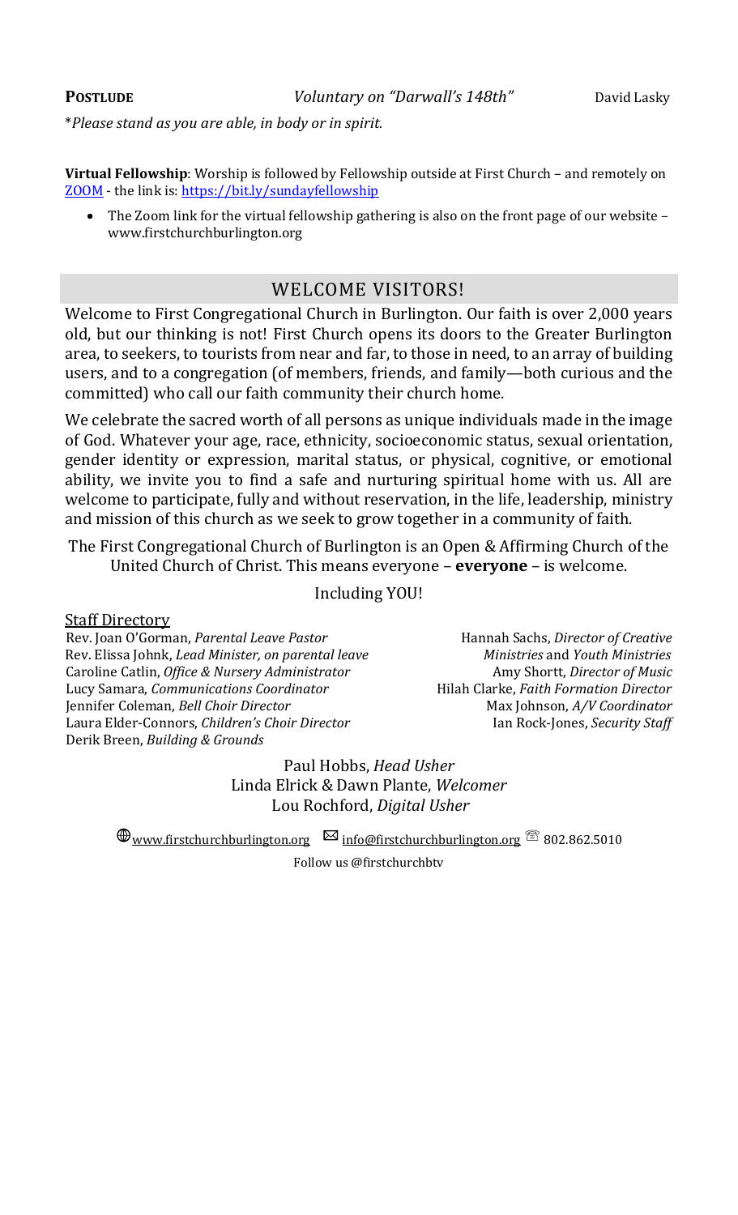**Postlude** *Voluntary on "Darwall's 148th"* David Lasky

\**Please stand as you are able, in body or in spirit.*

**Virtual Fellowship**: Worship is followed by Fellowship outside at First Church – and remotely on [ZOOM](https://bit.ly/sundayfellowship) - the link is: [https://bit.ly/sundayfellowship](https://bit.ly/sundayfellowship)

- The Zoom link for the virtual fellowship gathering is also on the front page of our website – www.firstchurchburlington.org

## WELCOME VISITORS!

Welcome to First Congregational Church in Burlington. Our faith is over 2,000 years old, but our thinking is not! First Church opens its doors to the Greater Burlington area, to seekers, to tourists from near and far, to those in need, to an array of building users, and to a congregation (of members, friends, and family—both curious and the committed) who call our faith community their church home.

We celebrate the sacred worth of all persons as unique individuals made in the image of God. Whatever your age, race, ethnicity, socioeconomic status, sexual orientation, gender identity or expression, marital status, or physical, cognitive, or emotional ability, we invite you to find a safe and nurturing spiritual home with us. All are welcome to participate, fully and without reservation, in the life, leadership, ministry and mission of this church as we seek to grow together in a community of faith.

The First Congregational Church of Burlington is an Open & Affirming Church of the United Church of Christ. This means everyone – **everyone** – is welcome.

Including YOU!

Staff Directory

Rev. Joan O'Gorman, *Parental Leave Pastor*
Rev. Elissa Johnk, *Lead Minister, on parental leave*
Caroline Catlin, *Office & Nursery Administrator*
Lucy Samara, *Communications Coordinator*
Jennifer Coleman, *Bell Choir Director*
Laura Elder-Connors, *Children's Choir Director*
Derik Breen, *Building & Grounds*
Hannah Sachs, *Director of Creative Ministries* and *Youth Ministries*
Amy Shortt, *Director of Music*
Hilah Clarke, *Faith Formation Director*
Max Johnson, *A/V Coordinator*
Ian Rock-Jones, *Security Staff*

Paul Hobbs, *Head Usher*
Linda Elrick & Dawn Plante, *Welcomer*
Lou Rochford, *Digital Usher*

[www.firstchurchburlington.org](http://www.firstchurchburlington.org) [info@firstchurchburlington.org](mailto:info@firstchurchburlington.org) 802.862.5010

Follow us @firstchurchbtv